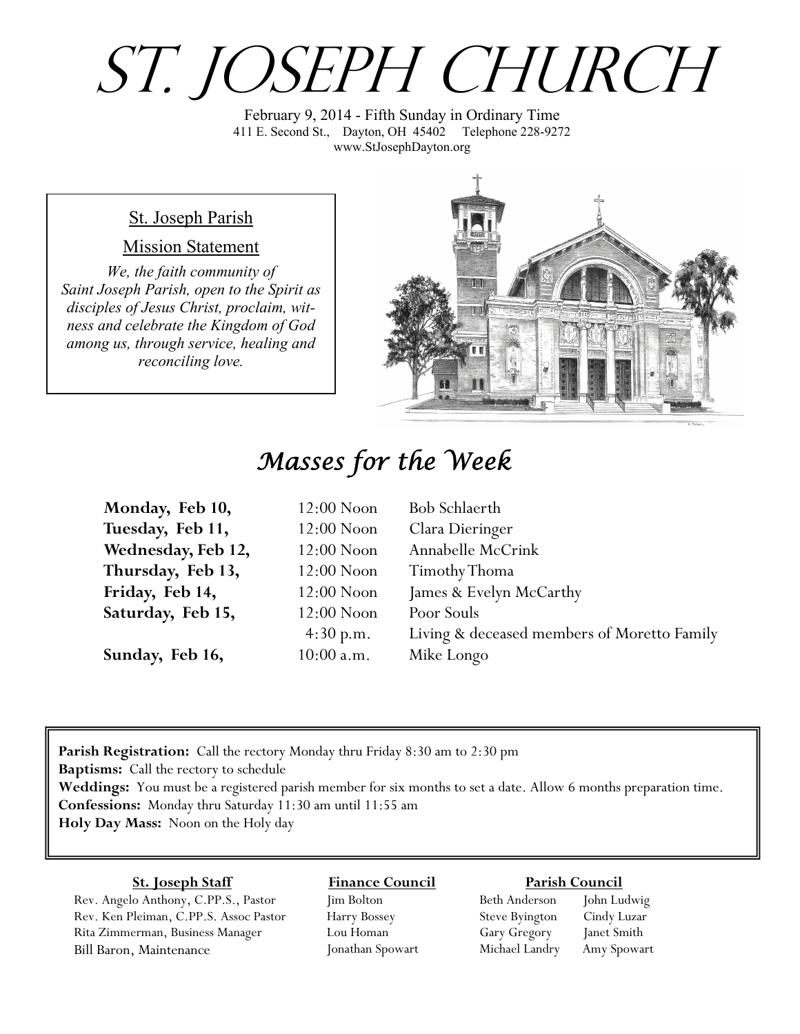# ST. JOSEPH CHURCH

February 9, 2014 - Fifth Sunday in Ordinary Time
411 E. Second St., Dayton, OH 45402 Telephone 228-9272
www.StJosephDayton.org

## St. Joseph Parish

### Mission Statement

*We, the faith community of Saint Joseph Parish, open to the Spirit as disciples of Jesus Christ, proclaim, witness and celebrate the Kingdom of God among us, through service, healing and reconciling love.*

## *Masses for the Week*

| | | |
|---|---|---|
| **Monday, Feb 10,** | 12:00 Noon | Bob Schlaerth |
| **Tuesday, Feb 11,** | 12:00 Noon | Clara Dieringer |
| **Wednesday, Feb 12,** | 12:00 Noon | Annabelle McCrink |
| **Thursday, Feb 13,** | 12:00 Noon | Timothy Thoma |
| **Friday, Feb 14,** | 12:00 Noon | James & Evelyn McCarthy |
| **Saturday, Feb 15,** | 12:00 Noon | Poor Souls |
| | 4:30 p.m. | Living & deceased members of Moretto Family |
| **Sunday, Feb 16,** | 10:00 a.m. | Mike Longo |

**Parish Registration:** Call the rectory Monday thru Friday 8:30 am to 2:30 pm
**Baptisms:** Call the rectory to schedule
**Weddings:** You must be a registered parish member for six months to set a date. Allow 6 months preparation time.
**Confessions:** Monday thru Saturday 11:30 am until 11:55 am
**Holy Day Mass:** Noon on the Holy day

**St. Joseph Staff**

Rev. Angelo Anthony, C.PP.S., Pastor
Rev. Ken Pleiman, C.PP.S. Assoc Pastor
Rita Zimmerman, Business Manager
Bill Baron, Maintenance

**Finance Council**

Jim Bolton
Harry Bossey
Lou Homan
Jonathan Spowart

**Parish Council**

Beth Anderson
Steve Byington
Gary Gregory
Michael Landry
John Ludwig
Cindy Luzar
Janet Smith
Amy Spowart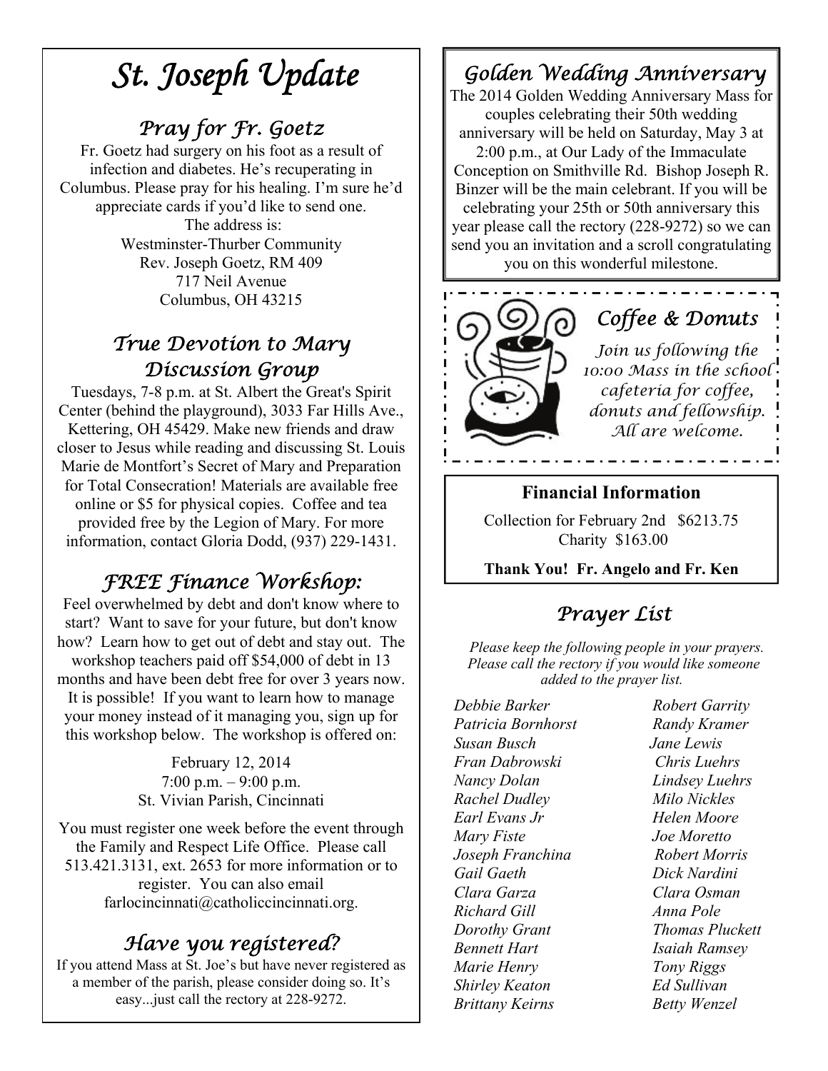# St. Joseph Update

## Pray for Fr. Goetz

Fr. Goetz had surgery on his foot as a result of infection and diabetes. He's recuperating in Columbus. Please pray for his healing. I'm sure he'd appreciate cards if you'd like to send one.

The address is:
Westminster-Thurber Community
Rev. Joseph Goetz, RM 409
717 Neil Avenue
Columbus, OH 43215

## True Devotion to Mary Discussion Group

Tuesdays, 7-8 p.m. at St. Albert the Great's Spirit Center (behind the playground), 3033 Far Hills Ave., Kettering, OH 45429. Make new friends and draw closer to Jesus while reading and discussing St. Louis Marie de Montfort's Secret of Mary and Preparation for Total Consecration! Materials are available free online or $5 for physical copies. Coffee and tea provided free by the Legion of Mary. For more information, contact Gloria Dodd, (937) 229-1431.

## FREE Finance Workshop:

Feel overwhelmed by debt and don't know where to start? Want to save for your future, but don't know how? Learn how to get out of debt and stay out. The workshop teachers paid off $54,000 of debt in 13 months and have been debt free for over 3 years now. It is possible! If you want to learn how to manage your money instead of it managing you, sign up for this workshop below. The workshop is offered on:

February 12, 2014
7:00 p.m. – 9:00 p.m.
St. Vivian Parish, Cincinnati

You must register one week before the event through the Family and Respect Life Office. Please call 513.421.3131, ext. 2653 for more information or to register. You can also email farlocincinnati@catholiccincinnati.org.

## Have you registered?

If you attend Mass at St. Joe's but have never registered as a member of the parish, please consider doing so. It's easy...just call the rectory at 228-9272.

## Golden Wedding Anniversary

The 2014 Golden Wedding Anniversary Mass for couples celebrating their 50th wedding anniversary will be held on Saturday, May 3 at 2:00 p.m., at Our Lady of the Immaculate Conception on Smithville Rd. Bishop Joseph R. Binzer will be the main celebrant. If you will be celebrating your 25th or 50th anniversary this year please call the rectory (228-9272) so we can send you an invitation and a scroll congratulating you on this wonderful milestone.

## Coffee & Donuts

*Join us following the 10:00 Mass in the school cafeteria for coffee, donuts and fellowship. All are welcome.*

### Financial Information

Collection for February 2nd $6213.75
Charity $163.00

**Thank You! Fr. Angelo and Fr. Ken**

## Prayer List

*Please keep the following people in your prayers. Please call the rectory if you would like someone added to the prayer list.*

*Debbie Barker*
*Patricia Bornhorst*
*Susan Busch*
*Fran Dabrowski*
*Nancy Dolan*
*Rachel Dudley*
*Earl Evans Jr*
*Mary Fiste*
*Joseph Franchina*
*Gail Gaeth*
*Clara Garza*
*Richard Gill*
*Dorothy Grant*
*Bennett Hart*
*Marie Henry*
*Shirley Keaton*
*Brittany Keirns*
*Robert Garrity*
*Randy Kramer*
*Jane Lewis*
*Chris Luehrs*
*Lindsey Luehrs*
*Milo Nickles*
*Helen Moore*
*Joe Moretto*
*Robert Morris*
*Dick Nardini*
*Clara Osman*
*Anna Pole*
*Thomas Pluckett*
*Isaiah Ramsey*
*Tony Riggs*
*Ed Sullivan*
*Betty Wenzel*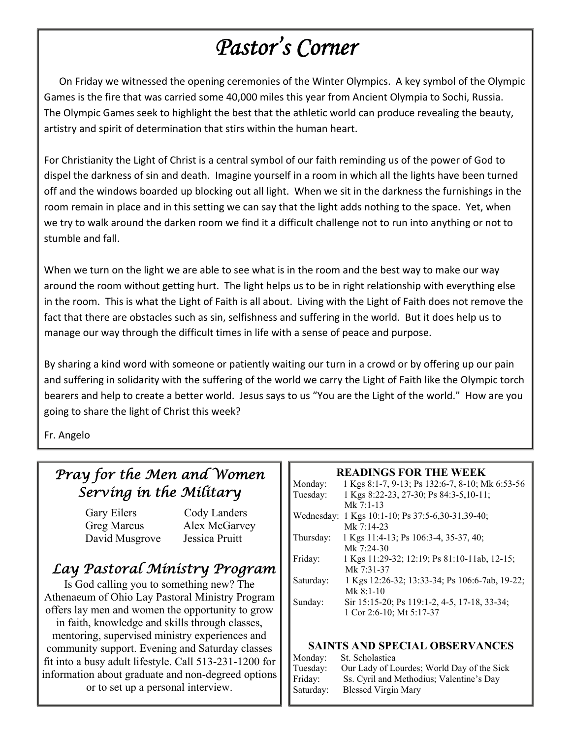# Pastor's Corner

On Friday we witnessed the opening ceremonies of the Winter Olympics. A key symbol of the Olympic Games is the fire that was carried some 40,000 miles this year from Ancient Olympia to Sochi, Russia. The Olympic Games seek to highlight the best that the athletic world can produce revealing the beauty, artistry and spirit of determination that stirs within the human heart.

For Christianity the Light of Christ is a central symbol of our faith reminding us of the power of God to dispel the darkness of sin and death. Imagine yourself in a room in which all the lights have been turned off and the windows boarded up blocking out all light. When we sit in the darkness the furnishings in the room remain in place and in this setting we can say that the light adds nothing to the space. Yet, when we try to walk around the darken room we find it a difficult challenge not to run into anything or not to stumble and fall.

When we turn on the light we are able to see what is in the room and the best way to make our way around the room without getting hurt. The light helps us to be in right relationship with everything else in the room. This is what the Light of Faith is all about. Living with the Light of Faith does not remove the fact that there are obstacles such as sin, selfishness and suffering in the world. But it does help us to manage our way through the difficult times in life with a sense of peace and purpose.

By sharing a kind word with someone or patiently waiting our turn in a crowd or by offering up our pain and suffering in solidarity with the suffering of the world we carry the Light of Faith like the Olympic torch bearers and help to create a better world. Jesus says to us "You are the Light of the world." How are you going to share the light of Christ this week?

Fr. Angelo

## Pray for the Men and Women Serving in the Military

Gary Eilers
Cody Landers
Greg Marcus
Alex McGarvey
David Musgrove
Jessica Pruitt

## Lay Pastoral Ministry Program

Is God calling you to something new? The Athenaeum of Ohio Lay Pastoral Ministry Program offers lay men and women the opportunity to grow in faith, knowledge and skills through classes, mentoring, supervised ministry experiences and community support. Evening and Saturday classes fit into a busy adult lifestyle. Call 513-231-1200 for information about graduate and non-degreed options or to set up a personal interview.

## READINGS FOR THE WEEK

- Monday: 1 Kgs 8:1-7, 9-13; Ps 132:6-7, 8-10; Mk 6:53-56
- Tuesday: 1 Kgs 8:22-23, 27-30; Ps 84:3-5,10-11; Mk 7:1-13
- Wednesday: 1 Kgs 10:1-10; Ps 37:5-6,30-31,39-40; Mk 7:14-23
- Thursday: 1 Kgs 11:4-13; Ps 106:3-4, 35-37, 40; Mk 7:24-30
- Friday: 1 Kgs 11:29-32; 12:19; Ps 81:10-11ab, 12-15; Mk 7:31-37
- Saturday: 1 Kgs 12:26-32; 13:33-34; Ps 106:6-7ab, 19-22; Mk 8:1-10
- Sunday: Sir 15:15-20; Ps 119:1-2, 4-5, 17-18, 33-34; 1 Cor 2:6-10; Mt 5:17-37

## SAINTS AND SPECIAL OBSERVANCES

- Monday: St. Scholastica
- Tuesday: Our Lady of Lourdes; World Day of the Sick
- Friday: Ss. Cyril and Methodius; Valentine's Day
- Saturday: Blessed Virgin Mary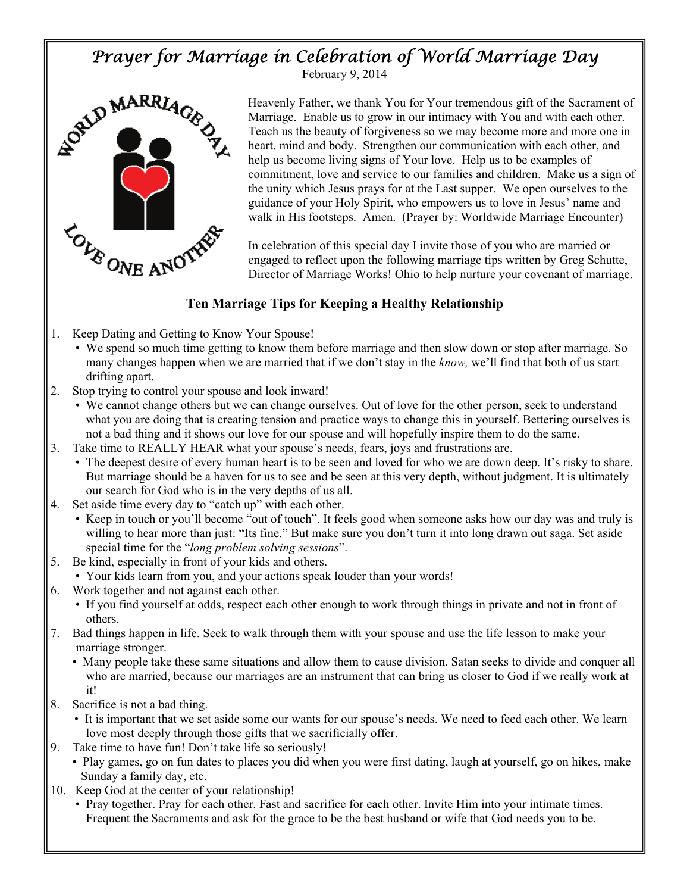# *Prayer for Marriage in Celebration of World Marriage Day*

February 9, 2014

Heavenly Father, we thank You for Your tremendous gift of the Sacrament of Marriage. Enable us to grow in our intimacy with You and with each other. Teach us the beauty of forgiveness so we may become more and more one in heart, mind and body. Strengthen our communication with each other, and help us become living signs of Your love. Help us to be examples of commitment, love and service to our families and children. Make us a sign of the unity which Jesus prays for at the Last supper. We open ourselves to the guidance of your Holy Spirit, who empowers us to love in Jesus' name and walk in His footsteps. Amen. (Prayer by: Worldwide Marriage Encounter)

In celebration of this special day I invite those of you who are married or engaged to reflect upon the following marriage tips written by Greg Schutte, Director of Marriage Works! Ohio to help nurture your covenant of marriage.

### Ten Marriage Tips for Keeping a Healthy Relationship

1. Keep Dating and Getting to Know Your Spouse!
   - We spend so much time getting to know them before marriage and then slow down or stop after marriage. So many changes happen when we are married that if we don't stay in the *know,* we'll find that both of us start drifting apart.
2. Stop trying to control your spouse and look inward!
   - We cannot change others but we can change ourselves. Out of love for the other person, seek to understand what you are doing that is creating tension and practice ways to change this in yourself. Bettering ourselves is not a bad thing and it shows our love for our spouse and will hopefully inspire them to do the same.
3. Take time to REALLY HEAR what your spouse's needs, fears, joys and frustrations are.
   - The deepest desire of every human heart is to be seen and loved for who we are down deep. It's risky to share. But marriage should be a haven for us to see and be seen at this very depth, without judgment. It is ultimately our search for God who is in the very depths of us all.
4. Set aside time every day to "catch up" with each other.
   - Keep in touch or you'll become "out of touch". It feels good when someone asks how our day was and truly is willing to hear more than just: "Its fine." But make sure you don't turn it into long drawn out saga. Set aside special time for the "*long problem solving sessions*".
5. Be kind, especially in front of your kids and others.
   - Your kids learn from you, and your actions speak louder than your words!
6. Work together and not against each other.
   - If you find yourself at odds, respect each other enough to work through things in private and not in front of others.
7. Bad things happen in life. Seek to walk through them with your spouse and use the life lesson to make your marriage stronger.
   - Many people take these same situations and allow them to cause division. Satan seeks to divide and conquer all who are married, because our marriages are an instrument that can bring us closer to God if we really work at it!
8. Sacrifice is not a bad thing.
   - It is important that we set aside some our wants for our spouse's needs. We need to feed each other. We learn love most deeply through those gifts that we sacrificially offer.
9. Take time to have fun! Don't take life so seriously!
   - Play games, go on fun dates to places you did when you were first dating, laugh at yourself, go on hikes, make Sunday a family day, etc.
10. Keep God at the center of your relationship!
    - Pray together. Pray for each other. Fast and sacrifice for each other. Invite Him into your intimate times. Frequent the Sacraments and ask for the grace to be the best husband or wife that God needs you to be.